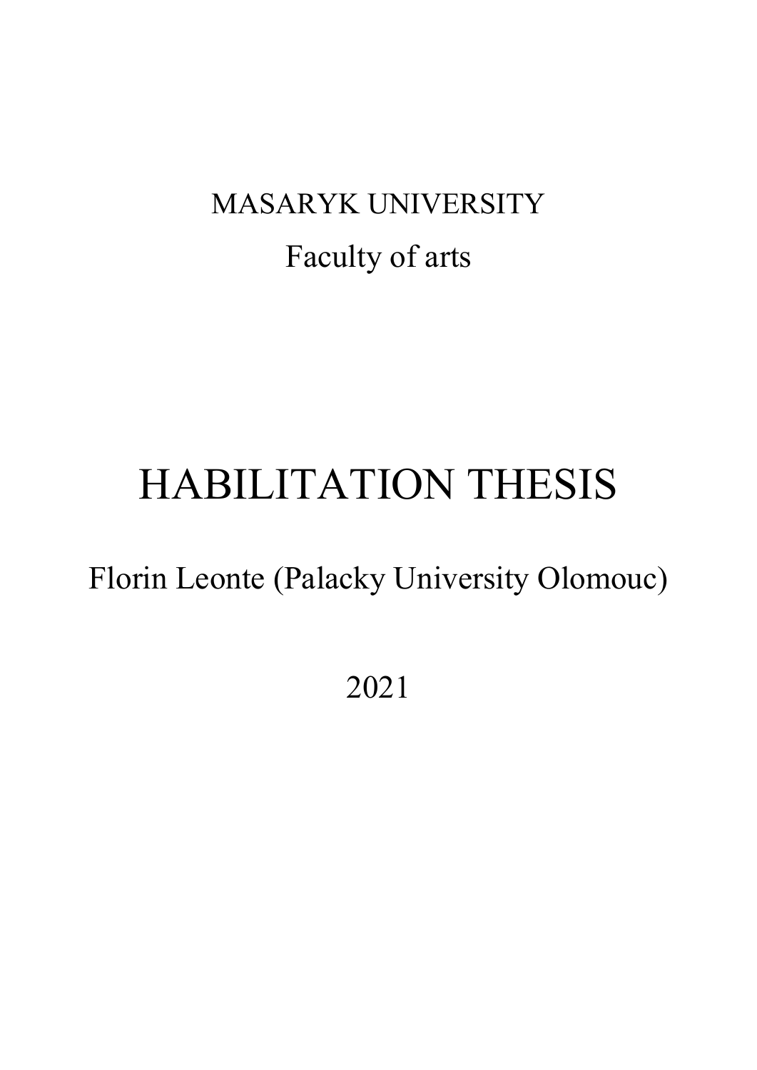MASARYK UNIVERSITY

Faculty of arts

# HABILITATION THESIS

Florin Leonte (Palacky University Olomouc)

2021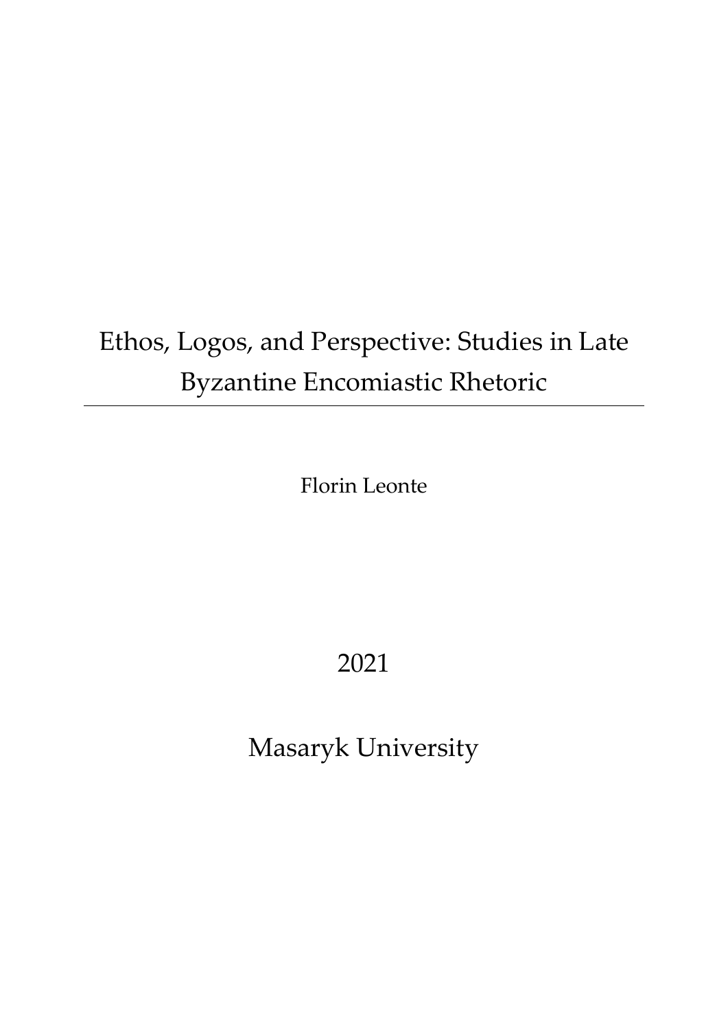# Ethos, Logos, and Perspective: Studies in Late Byzantine Encomiastic Rhetoric

Florin Leonte

2021

Masaryk University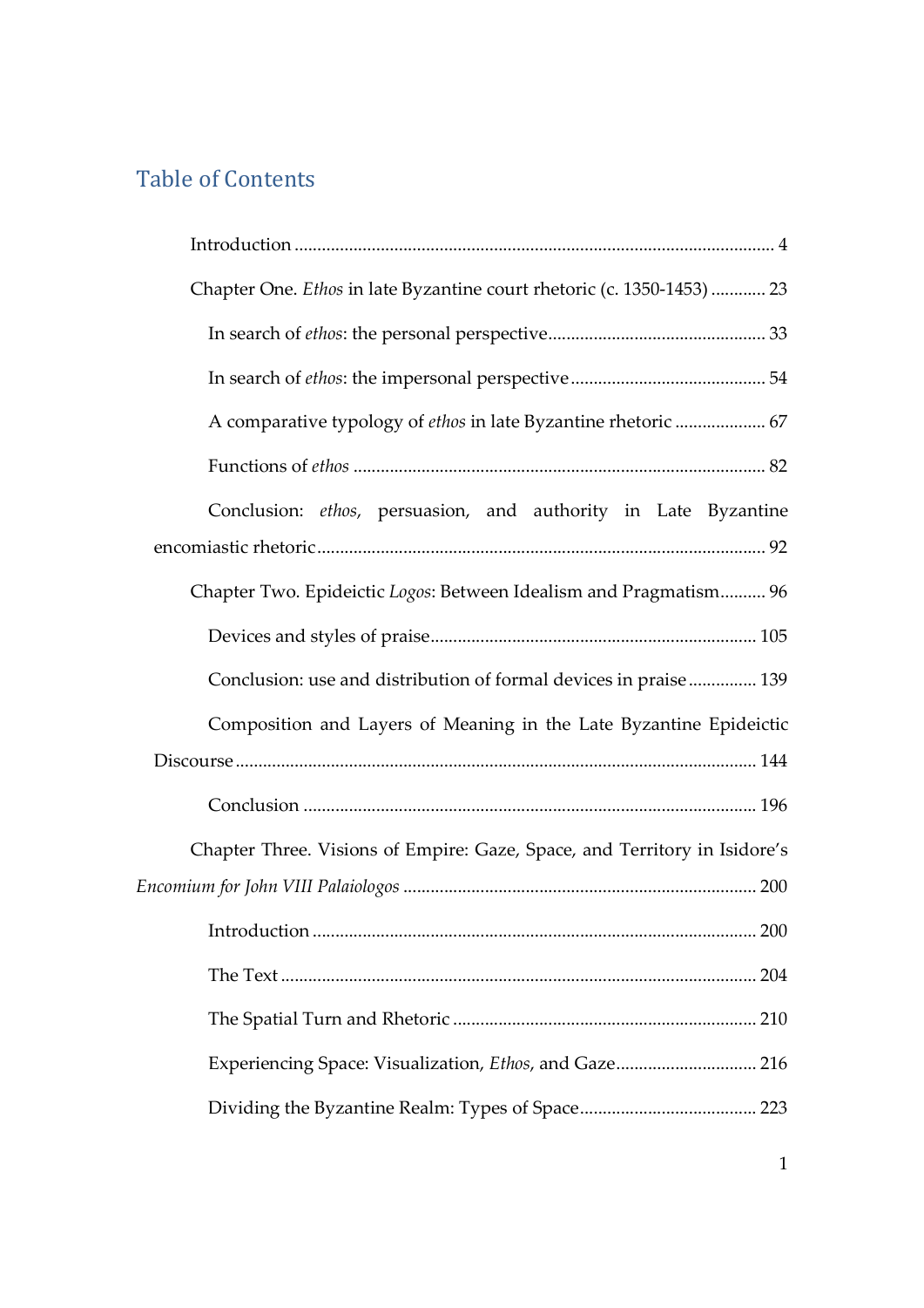# Table of Contents

Introduction ........................................................................................................ 4

Chapter One. *Ethos* in late Byzantine court rhetoric (c. 1350-1453) ............ 23

- In search of *ethos*: the personal perspective ................................................ 33
- In search of *ethos*: the impersonal perspective ........................................... 54
- A comparative typology of *ethos* in late Byzantine rhetoric .................... 67
- Functions of *ethos* ......................................................................................... 82
- Conclusion: *ethos*, persuasion, and authority in Late Byzantine encomiastic rhetoric .................................................................................................. 92

Chapter Two. Epideictic *Logos*: Between Idealism and Pragmatism.......... 96

- Devices and styles of praise....................................................................... 105
- Conclusion: use and distribution of formal devices in praise ............... 139
- Composition and Layers of Meaning in the Late Byzantine Epideictic Discourse .................................................................................................. 144
- Conclusion ................................................................................................... 196

Chapter Three. Visions of Empire: Gaze, Space, and Territory in Isidore's *Encomium for John VIII Palaiologos* ............................................................................. 200

- Introduction ................................................................................................. 200
- The Text ........................................................................................................ 204
- The Spatial Turn and Rhetoric .................................................................. 210
- Experiencing Space: Visualization, *Ethos*, and Gaze.............................. 216
- Dividing the Byzantine Realm: Types of Space....................................... 223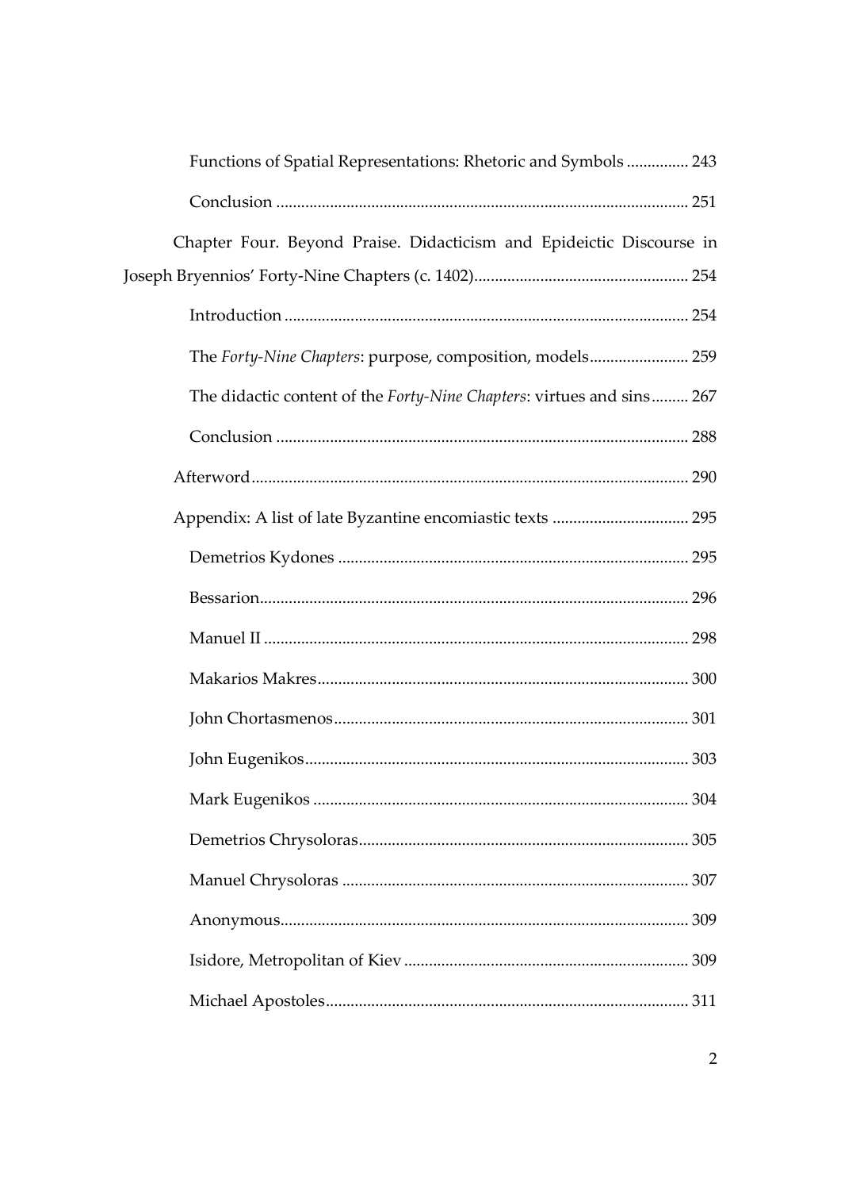Functions of Spatial Representations: Rhetoric and Symbols ............... 243

Conclusion ................................................................................................ 251

Chapter Four. Beyond Praise. Didacticism and Epideictic Discourse in Joseph Bryennios' Forty-Nine Chapters (c. 1402)................................................... 254

Introduction ............................................................................................... 254

The *Forty-Nine Chapters*: purpose, composition, models........................ 259

The didactic content of the *Forty-Nine Chapters*: virtues and sins......... 267

Conclusion ................................................................................................ 288

Afterword....................................................................................................... 290

Appendix: A list of late Byzantine encomiastic texts ................................. 295

Demetrios Kydones .................................................................................. 295

Bessarion.................................................................................................... 296

Manuel II .................................................................................................... 298

Makarios Makres....................................................................................... 300

John Chortasmenos................................................................................... 301

John Eugenikos.......................................................................................... 303

Mark Eugenikos ........................................................................................ 304

Demetrios Chrysoloras............................................................................. 305

Manuel Chrysoloras ................................................................................. 307

Anonymous................................................................................................ 309

Isidore, Metropolitan of Kiev .................................................................. 309

Michael Apostoles..................................................................................... 311